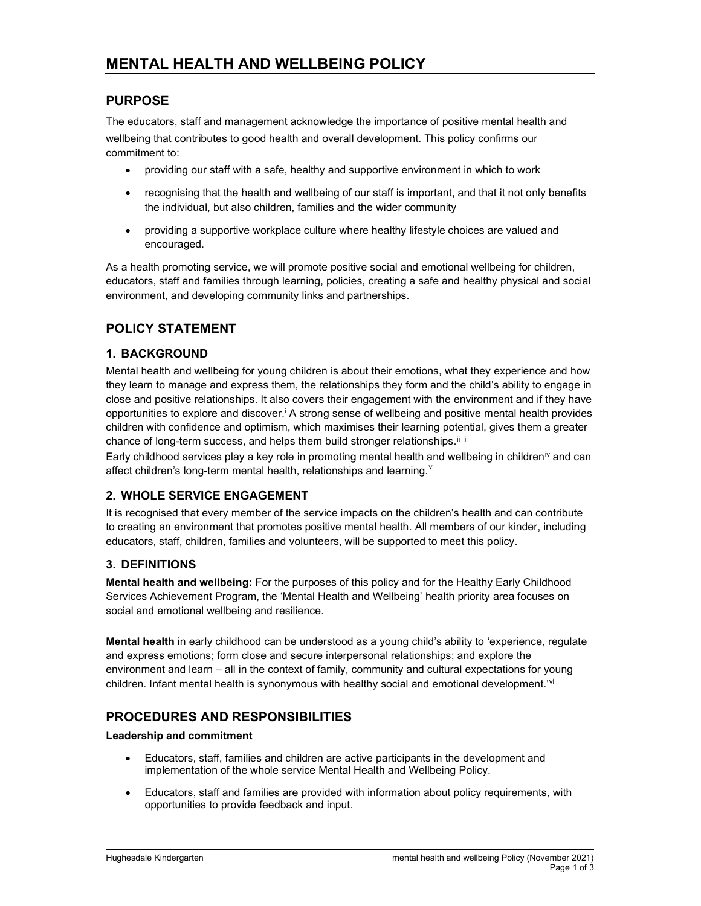# MENTAL HEALTH AND WELLBEING POLICY

## PURPOSE

The educators, staff and management acknowledge the importance of positive mental health and wellbeing that contributes to good health and overall development. This policy confirms our commitment to:

- providing our staff with a safe, healthy and supportive environment in which to work
- recognising that the health and wellbeing of our staff is important, and that it not only benefits the individual, but also children, families and the wider community
- providing a supportive workplace culture where healthy lifestyle choices are valued and encouraged.

As a health promoting service, we will promote positive social and emotional wellbeing for children, educators, staff and families through learning, policies, creating a safe and healthy physical and social environment, and developing community links and partnerships.

## POLICY STATEMENT

### 1. BACKGROUND

Mental health and wellbeing for young children is about their emotions, what they experience and how they learn to manage and express them, the relationships they form and the child's ability to engage in close and positive relationships. It also covers their engagement with the environment and if they have opportunities to explore and discover.[i] A strong sense of wellbeing and positive mental health provides children with confidence and optimism, which maximises their learning potential, gives them a greater chance of long-term success, and helps them build stronger relationships.[ii iii]

Early childhood services play a key role in promoting mental health and wellbeing in children[iv] and can affect children's long-term mental health, relationships and learning.[v]

### 2. WHOLE SERVICE ENGAGEMENT

It is recognised that every member of the service impacts on the children's health and can contribute to creating an environment that promotes positive mental health. All members of our kinder, including educators, staff, children, families and volunteers, will be supported to meet this policy.

### 3. DEFINITIONS

**Mental health and wellbeing:** For the purposes of this policy and for the Healthy Early Childhood Services Achievement Program, the 'Mental Health and Wellbeing' health priority area focuses on social and emotional wellbeing and resilience.

**Mental health** in early childhood can be understood as a young child's ability to 'experience, regulate and express emotions; form close and secure interpersonal relationships; and explore the environment and learn – all in the context of family, community and cultural expectations for young children. Infant mental health is synonymous with healthy social and emotional development.'[vi]

## PROCEDURES AND RESPONSIBILITIES

**Leadership and commitment**

- Educators, staff, families and children are active participants in the development and implementation of the whole service Mental Health and Wellbeing Policy.
- Educators, staff and families are provided with information about policy requirements, with opportunities to provide feedback and input.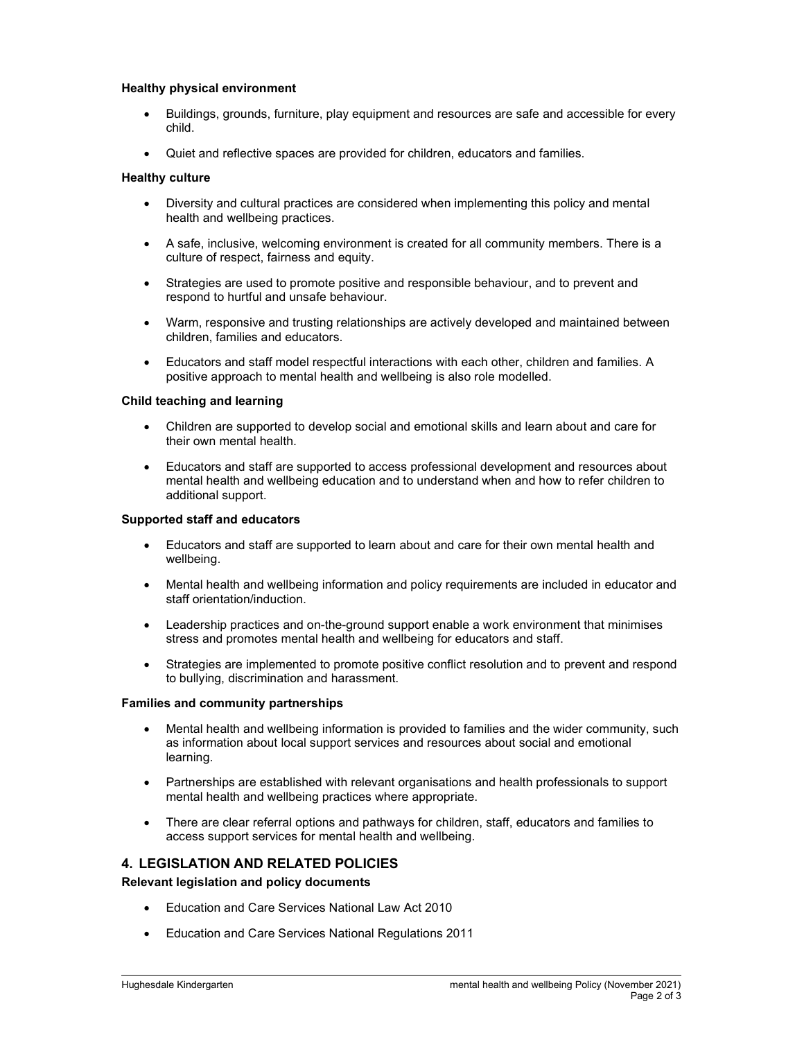**Healthy physical environment**

- Buildings, grounds, furniture, play equipment and resources are safe and accessible for every child.
- Quiet and reflective spaces are provided for children, educators and families.

**Healthy culture**

- Diversity and cultural practices are considered when implementing this policy and mental health and wellbeing practices.
- A safe, inclusive, welcoming environment is created for all community members. There is a culture of respect, fairness and equity.
- Strategies are used to promote positive and responsible behaviour, and to prevent and respond to hurtful and unsafe behaviour.
- Warm, responsive and trusting relationships are actively developed and maintained between children, families and educators.
- Educators and staff model respectful interactions with each other, children and families. A positive approach to mental health and wellbeing is also role modelled.

**Child teaching and learning**

- Children are supported to develop social and emotional skills and learn about and care for their own mental health.
- Educators and staff are supported to access professional development and resources about mental health and wellbeing education and to understand when and how to refer children to additional support.

**Supported staff and educators**

- Educators and staff are supported to learn about and care for their own mental health and wellbeing.
- Mental health and wellbeing information and policy requirements are included in educator and staff orientation/induction.
- Leadership practices and on-the-ground support enable a work environment that minimises stress and promotes mental health and wellbeing for educators and staff.
- Strategies are implemented to promote positive conflict resolution and to prevent and respond to bullying, discrimination and harassment.

**Families and community partnerships**

- Mental health and wellbeing information is provided to families and the wider community, such as information about local support services and resources about social and emotional learning.
- Partnerships are established with relevant organisations and health professionals to support mental health and wellbeing practices where appropriate.
- There are clear referral options and pathways for children, staff, educators and families to access support services for mental health and wellbeing.

## 4. LEGISLATION AND RELATED POLICIES

**Relevant legislation and policy documents**

- Education and Care Services National Law Act 2010
- Education and Care Services National Regulations 2011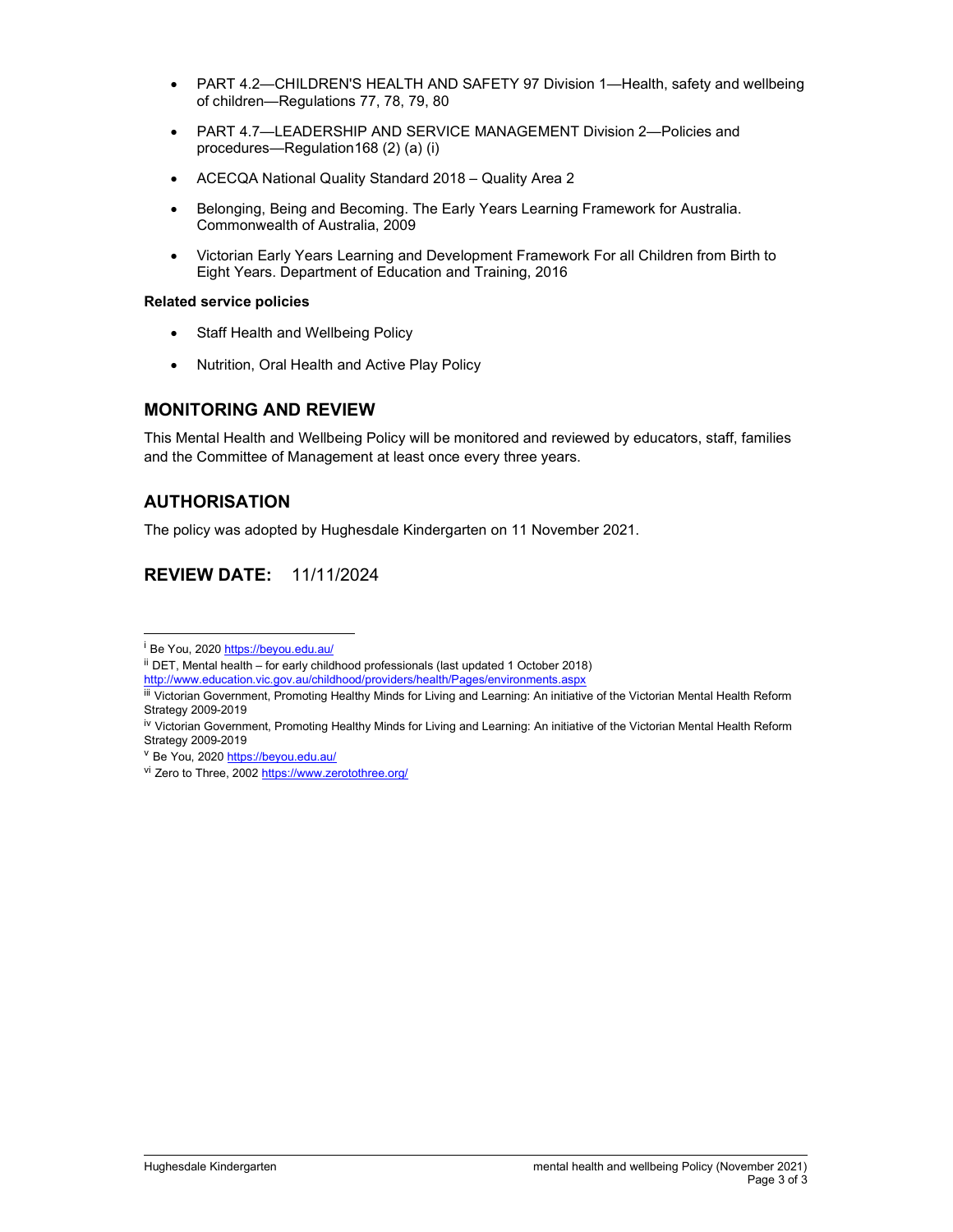- PART 4.2—CHILDREN'S HEALTH AND SAFETY 97 Division 1—Health, safety and wellbeing of children—Regulations 77, 78, 79, 80
- PART 4.7—LEADERSHIP AND SERVICE MANAGEMENT Division 2—Policies and procedures—Regulation168 (2) (a) (i)
- ACECQA National Quality Standard 2018 – Quality Area 2
- Belonging, Being and Becoming. The Early Years Learning Framework for Australia. Commonwealth of Australia, 2009
- Victorian Early Years Learning and Development Framework For all Children from Birth to Eight Years. Department of Education and Training, 2016

**Related service policies**

- Staff Health and Wellbeing Policy
- Nutrition, Oral Health and Active Play Policy

## MONITORING AND REVIEW

This Mental Health and Wellbeing Policy will be monitored and reviewed by educators, staff, families and the Committee of Management at least once every three years.

## AUTHORISATION

The policy was adopted by Hughesdale Kindergarten on 11 November 2021.

## REVIEW DATE: 11/11/2024

---

[i] Be You, 2020 https://beyou.edu.au/

[ii] DET, Mental health – for early childhood professionals (last updated 1 October 2018) http://www.education.vic.gov.au/childhood/providers/health/Pages/environments.aspx

[iii] Victorian Government, Promoting Healthy Minds for Living and Learning: An initiative of the Victorian Mental Health Reform Strategy 2009-2019

[iv] Victorian Government, Promoting Healthy Minds for Living and Learning: An initiative of the Victorian Mental Health Reform Strategy 2009-2019

[v] Be You, 2020 https://beyou.edu.au/

[vi] Zero to Three, 2002 https://www.zerotothree.org/